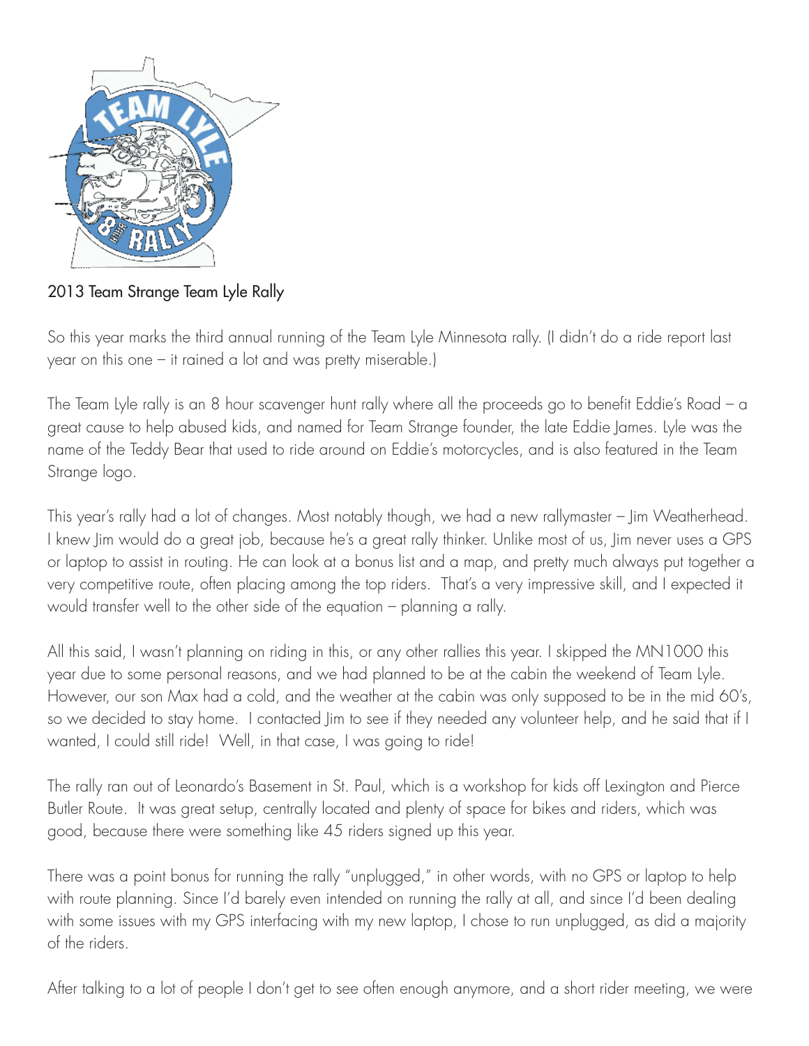2013 Team Strange Team Lyle Rally

So this year marks the third annual running of the Team Lyle Minnesota rally. (I didn't do a ride report last year on this one – it rained a lot and was pretty miserable.)

The Team Lyle rally is an 8 hour scavenger hunt rally where all the proceeds go to benefit Eddie's Road – a great cause to help abused kids, and named for Team Strange founder, the late Eddie James. Lyle was the name of the Teddy Bear that used to ride around on Eddie's motorcycles, and is also featured in the Team Strange logo.

This year's rally had a lot of changes. Most notably though, we had a new rallymaster – Jim Weatherhead. I knew Jim would do a great job, because he's a great rally thinker. Unlike most of us, Jim never uses a GPS or laptop to assist in routing. He can look at a bonus list and a map, and pretty much always put together a very competitive route, often placing among the top riders. That's a very impressive skill, and I expected it would transfer well to the other side of the equation – planning a rally.

All this said, I wasn't planning on riding in this, or any other rallies this year. I skipped the MN1000 this year due to some personal reasons, and we had planned to be at the cabin the weekend of Team Lyle. However, our son Max had a cold, and the weather at the cabin was only supposed to be in the mid 60's, so we decided to stay home. I contacted Jim to see if they needed any volunteer help, and he said that if I wanted, I could still ride! Well, in that case, I was going to ride!

The rally ran out of Leonardo's Basement in St. Paul, which is a workshop for kids off Lexington and Pierce Butler Route. It was great setup, centrally located and plenty of space for bikes and riders, which was good, because there were something like 45 riders signed up this year.

There was a point bonus for running the rally "unplugged," in other words, with no GPS or laptop to help with route planning. Since I'd barely even intended on running the rally at all, and since I'd been dealing with some issues with my GPS interfacing with my new laptop, I chose to run unplugged, as did a majority of the riders.

After talking to a lot of people I don't get to see often enough anymore, and a short rider meeting, we were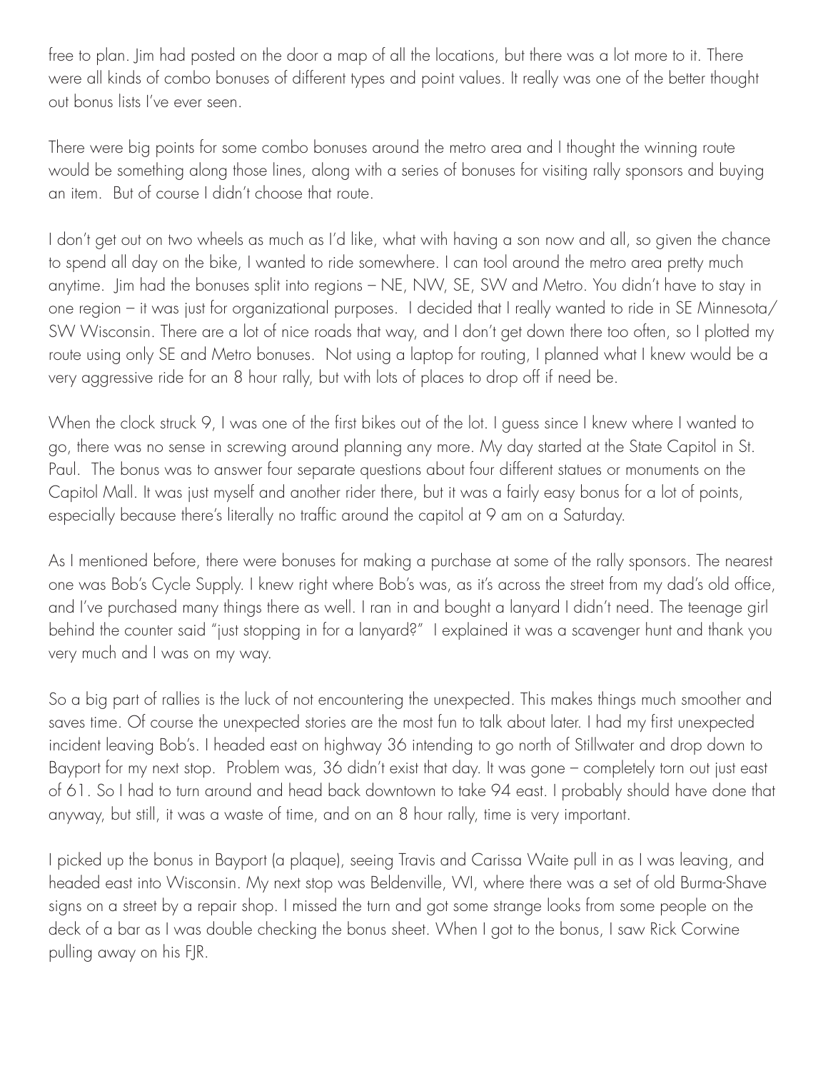free to plan. Jim had posted on the door a map of all the locations, but there was a lot more to it. There were all kinds of combo bonuses of different types and point values. It really was one of the better thought out bonus lists I've ever seen.

There were big points for some combo bonuses around the metro area and I thought the winning route would be something along those lines, along with a series of bonuses for visiting rally sponsors and buying an item. But of course I didn't choose that route.

I don't get out on two wheels as much as I'd like, what with having a son now and all, so given the chance to spend all day on the bike, I wanted to ride somewhere. I can tool around the metro area pretty much anytime. Jim had the bonuses split into regions – NE, NW, SE, SW and Metro. You didn't have to stay in one region – it was just for organizational purposes. I decided that I really wanted to ride in SE Minnesota/ SW Wisconsin. There are a lot of nice roads that way, and I don't get down there too often, so I plotted my route using only SE and Metro bonuses. Not using a laptop for routing, I planned what I knew would be a very aggressive ride for an 8 hour rally, but with lots of places to drop off if need be.

When the clock struck 9, I was one of the first bikes out of the lot. I guess since I knew where I wanted to go, there was no sense in screwing around planning any more. My day started at the State Capitol in St. Paul. The bonus was to answer four separate questions about four different statues or monuments on the Capitol Mall. It was just myself and another rider there, but it was a fairly easy bonus for a lot of points, especially because there's literally no traffic around the capitol at 9 am on a Saturday.

As I mentioned before, there were bonuses for making a purchase at some of the rally sponsors. The nearest one was Bob's Cycle Supply. I knew right where Bob's was, as it's across the street from my dad's old office, and I've purchased many things there as well. I ran in and bought a lanyard I didn't need. The teenage girl behind the counter said "just stopping in for a lanyard?" I explained it was a scavenger hunt and thank you very much and I was on my way.

So a big part of rallies is the luck of not encountering the unexpected. This makes things much smoother and saves time. Of course the unexpected stories are the most fun to talk about later. I had my first unexpected incident leaving Bob's. I headed east on highway 36 intending to go north of Stillwater and drop down to Bayport for my next stop. Problem was, 36 didn't exist that day. It was gone – completely torn out just east of 61. So I had to turn around and head back downtown to take 94 east. I probably should have done that anyway, but still, it was a waste of time, and on an 8 hour rally, time is very important.

I picked up the bonus in Bayport (a plaque), seeing Travis and Carissa Waite pull in as I was leaving, and headed east into Wisconsin. My next stop was Beldenville, WI, where there was a set of old Burma-Shave signs on a street by a repair shop. I missed the turn and got some strange looks from some people on the deck of a bar as I was double checking the bonus sheet. When I got to the bonus, I saw Rick Corwine pulling away on his FJR.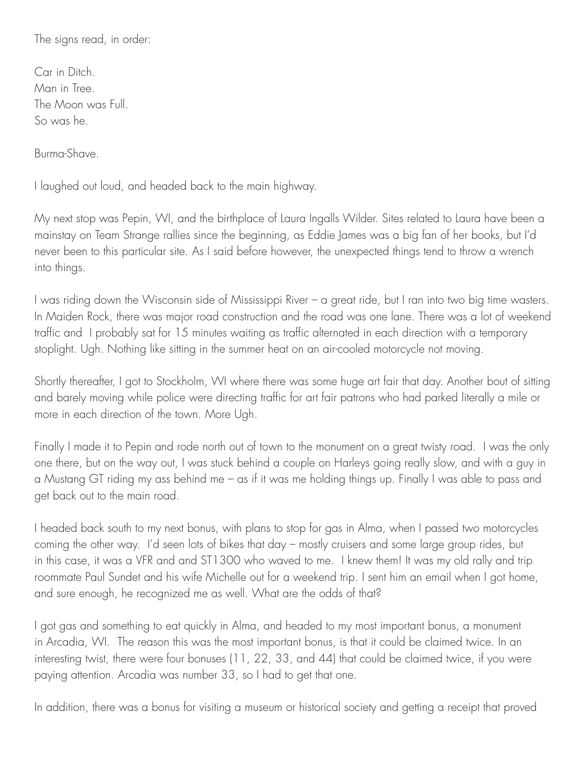The signs read, in order:

Car in Ditch.
Man in Tree.
The Moon was Full.
So was he.

Burma-Shave.

I laughed out loud, and headed back to the main highway.

My next stop was Pepin, WI, and the birthplace of Laura Ingalls Wilder. Sites related to Laura have been a mainstay on Team Strange rallies since the beginning, as Eddie James was a big fan of her books, but I'd never been to this particular site. As I said before however, the unexpected things tend to throw a wrench into things.

I was riding down the Wisconsin side of Mississippi River – a great ride, but I ran into two big time wasters. In Maiden Rock, there was major road construction and the road was one lane. There was a lot of weekend traffic and I probably sat for 15 minutes waiting as traffic alternated in each direction with a temporary stoplight. Ugh. Nothing like sitting in the summer heat on an air-cooled motorcycle not moving.

Shortly thereafter, I got to Stockholm, WI where there was some huge art fair that day. Another bout of sitting and barely moving while police were directing traffic for art fair patrons who had parked literally a mile or more in each direction of the town. More Ugh.

Finally I made it to Pepin and rode north out of town to the monument on a great twisty road. I was the only one there, but on the way out, I was stuck behind a couple on Harleys going really slow, and with a guy in a Mustang GT riding my ass behind me – as if it was me holding things up. Finally I was able to pass and get back out to the main road.

I headed back south to my next bonus, with plans to stop for gas in Alma, when I passed two motorcycles coming the other way. I'd seen lots of bikes that day – mostly cruisers and some large group rides, but in this case, it was a VFR and and ST1300 who waved to me. I knew them! It was my old rally and trip roommate Paul Sundet and his wife Michelle out for a weekend trip. I sent him an email when I got home, and sure enough, he recognized me as well. What are the odds of that?

I got gas and something to eat quickly in Alma, and headed to my most important bonus, a monument in Arcadia, WI. The reason this was the most important bonus, is that it could be claimed twice. In an interesting twist, there were four bonuses (11, 22, 33, and 44) that could be claimed twice, if you were paying attention. Arcadia was number 33, so I had to get that one.

In addition, there was a bonus for visiting a museum or historical society and getting a receipt that proved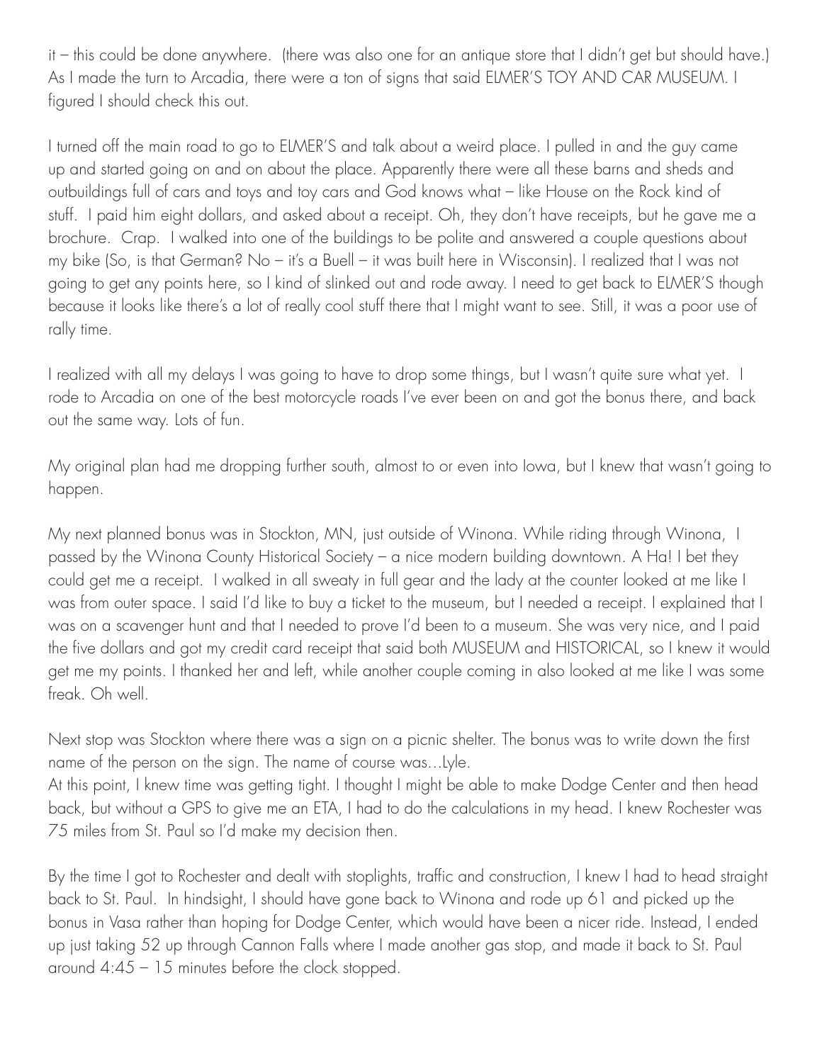it – this could be done anywhere. (there was also one for an antique store that I didn't get but should have.) As I made the turn to Arcadia, there were a ton of signs that said ELMER'S TOY AND CAR MUSEUM. I figured I should check this out.

I turned off the main road to go to ELMER'S and talk about a weird place. I pulled in and the guy came up and started going on and on about the place. Apparently there were all these barns and sheds and outbuildings full of cars and toys and toy cars and God knows what – like House on the Rock kind of stuff. I paid him eight dollars, and asked about a receipt. Oh, they don't have receipts, but he gave me a brochure. Crap. I walked into one of the buildings to be polite and answered a couple questions about my bike (So, is that German? No – it's a Buell – it was built here in Wisconsin). I realized that I was not going to get any points here, so I kind of slinked out and rode away. I need to get back to ELMER'S though because it looks like there's a lot of really cool stuff there that I might want to see. Still, it was a poor use of rally time.

I realized with all my delays I was going to have to drop some things, but I wasn't quite sure what yet. I rode to Arcadia on one of the best motorcycle roads I've ever been on and got the bonus there, and back out the same way. Lots of fun.

My original plan had me dropping further south, almost to or even into Iowa, but I knew that wasn't going to happen.

My next planned bonus was in Stockton, MN, just outside of Winona. While riding through Winona, I passed by the Winona County Historical Society – a nice modern building downtown. A Ha! I bet they could get me a receipt. I walked in all sweaty in full gear and the lady at the counter looked at me like I was from outer space. I said I'd like to buy a ticket to the museum, but I needed a receipt. I explained that I was on a scavenger hunt and that I needed to prove I'd been to a museum. She was very nice, and I paid the five dollars and got my credit card receipt that said both MUSEUM and HISTORICAL, so I knew it would get me my points. I thanked her and left, while another couple coming in also looked at me like I was some freak. Oh well.

Next stop was Stockton where there was a sign on a picnic shelter. The bonus was to write down the first name of the person on the sign. The name of course was…Lyle.
At this point, I knew time was getting tight. I thought I might be able to make Dodge Center and then head back, but without a GPS to give me an ETA, I had to do the calculations in my head. I knew Rochester was 75 miles from St. Paul so I'd make my decision then.

By the time I got to Rochester and dealt with stoplights, traffic and construction, I knew I had to head straight back to St. Paul. In hindsight, I should have gone back to Winona and rode up 61 and picked up the bonus in Vasa rather than hoping for Dodge Center, which would have been a nicer ride. Instead, I ended up just taking 52 up through Cannon Falls where I made another gas stop, and made it back to St. Paul around 4:45 – 15 minutes before the clock stopped.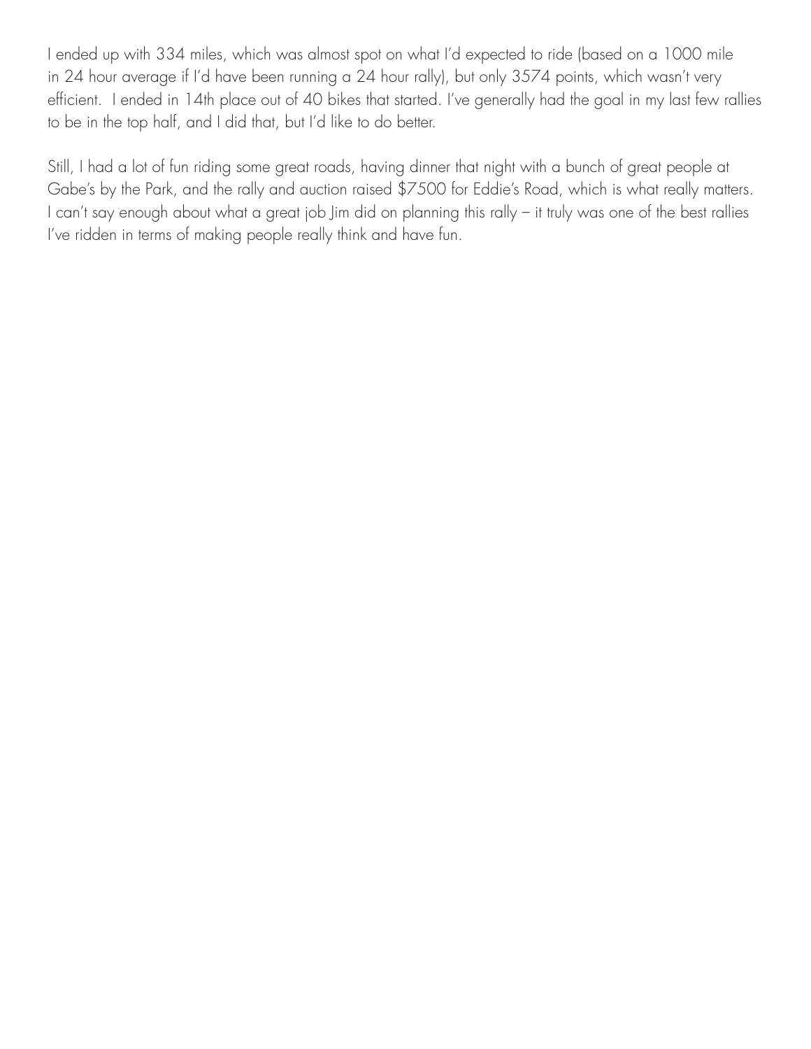I ended up with 334 miles, which was almost spot on what I'd expected to ride (based on a 1000 mile in 24 hour average if I'd have been running a 24 hour rally), but only 3574 points, which wasn't very efficient. I ended in 14th place out of 40 bikes that started. I've generally had the goal in my last few rallies to be in the top half, and I did that, but I'd like to do better.

Still, I had a lot of fun riding some great roads, having dinner that night with a bunch of great people at Gabe's by the Park, and the rally and auction raised $7500 for Eddie's Road, which is what really matters. I can't say enough about what a great job Jim did on planning this rally – it truly was one of the best rallies I've ridden in terms of making people really think and have fun.